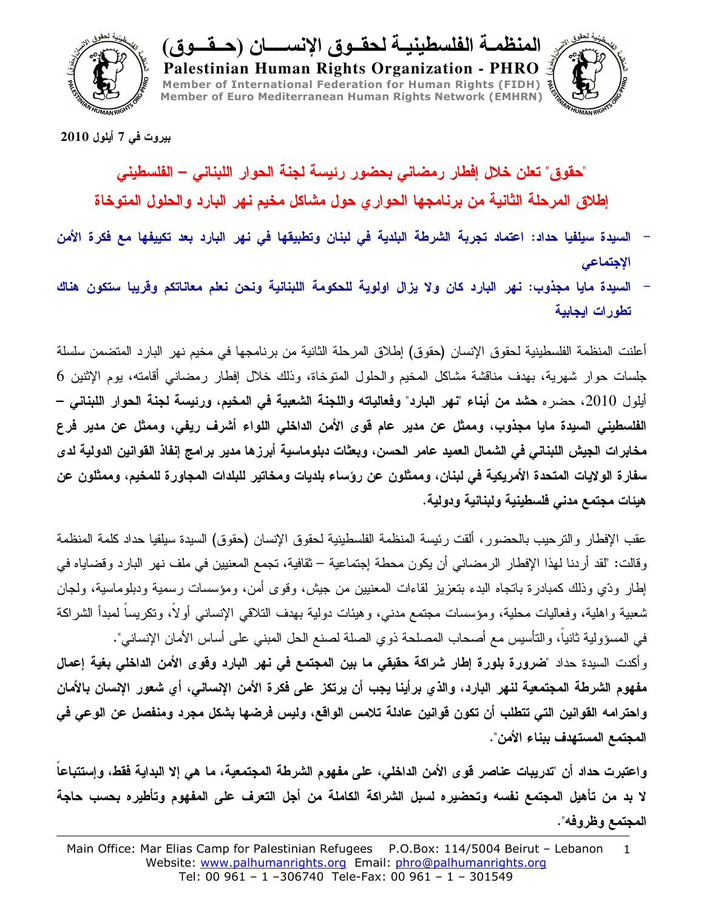# المنظمة الفلسطينية لحقوق الإنسان (حقوق)

**Palestinian Human Rights Organization - PHRO**

Member of International Federation for Human Rights (FIDH)
Member of Euro Mediterranean Human Rights Network (EMHRN)

**بيروت في 7 أيلول 2010**

## "حقوق" تعلن خلال إفطار رمضاني بحضور رئيسة لجنة الحوار اللبناني – الفلسطيني إطلاق المرحلة الثانية من برنامجها الحواري حول مشاكل مخيم نهر البارد والحلول المتوخاة

- **السيدة سيلفيا حداد: اعتماد تجربة الشرطة البلدية في لبنان وتطبيقها في نهر البارد بعد تكييفها مع فكرة الأمن الإجتماعي**
- **السيدة مايا مجذوب: نهر البارد كان ولا يزال اولوية للحكومة اللبنانية ونحن نعلم معاناتكم وقريبا ستكون هناك تطورات ايجابية**

أعلنت المنظمة الفلسطينية لحقوق الإنسان (حقوق) إطلاق المرحلة الثانية من برنامجها في مخيم نهر البارد المتضمن سلسلة جلسات حوار شهرية، بهدف مناقشة مشاكل المخيم والحلول المتوخاة، وذلك خلال إفطار رمضاني أقامته، يوم الإثنين 6 أيلول 2010، حضره **حشد من أبناء "نهر البارد" وفعالياته واللجنة الشعبية في المخيم، ورئيسة لجنة الحوار اللبناني – الفلسطيني السيدة مايا مجذوب، وممثل عن مدير عام قوى الأمن الداخلي اللواء أشرف ريفي، وممثل عن مدير فرع مخابرات الجيش اللبناني في الشمال العميد عامر الحسن، وبعثات دبلوماسية أبرزها مدير برامج إنفاذ القوانين الدولية لدى سفارة الولايات المتحدة الأمريكية في لبنان، وممثلون عن رؤساء بلديات ومخاتير للبلدات المجاورة للمخيم، وممثلون عن هيئات مجتمع مدني فلسطينية ولبنانية ودولية.**

عقب الإفطار والترحيب بالحضور، ألقت رئيسة المنظمة الفلسطينية لحقوق الإنسان (حقوق) السيدة سيلفيا حداد كلمة المنظمة وقالت: "لقد أردنا لهذا الإفطار الرمضاني أن يكون محطة إجتماعية – ثقافية، تجمع المعنيين في ملف نهر البارد وقضاياه في إطار ودّي وذلك كمبادرة باتجاه البدء بتعزيز لقاءات المعنيين من جيش، وقوى أمن، ومؤسسات رسمية ودبلوماسية، ولجان شعبية واهلية، وفعاليات محلية، ومؤسسات مجتمع مدني، وهيئات دولية بهدف التلاقي الإنساني أولاً، وتكريساً لمبدأ الشراكة في المسؤولية ثانياً، والتأسيس مع أصحاب المصلحة ذوي الصلة لصنع الحل المبني على أساس الأمان الإنساني".

وأكدت السيدة حداد "**ضرورة بلورة إطار شراكة حقيقي ما بين المجتمع في نهر البارد وقوى الأمن الداخلي بغية إعمال مفهوم الشرطة المجتمعية لنهر البارد، والذي برأينا يجب أن يرتكز على فكرة الأمن الإنساني، أي شعور الإنسان بالأمان واحترامه القوانين التي تتطلب أن تكون قوانين عادلة تلامس الواقع، وليس فرضها بشكل مجرد ومنفصل عن الوعي في المجتمع المستهدف ببناء الأمن**".

**واعتبرت حداد أن "تدريبات عناصر قوى الأمن الداخلي، على مفهوم الشرطة المجتمعية، ما هي إلا البداية فقط، وإستتباعاً لا بد من تأهيل المجتمع نفسه وتحضيره لسبل الشراكة الكاملة من أجل التعرف على المفهوم وتأطيره بحسب حاجة المجتمع وظروفه".**

Main Office: Mar Elias Camp for Palestinian Refugees P.O.Box: 114/5004 Beirut – Lebanon
Website: www.palhumanrights.org Email: phro@palhumanrights.org
Tel: 00 961 – 1 –306740 Tele-Fax: 00 961 – 1 – 301549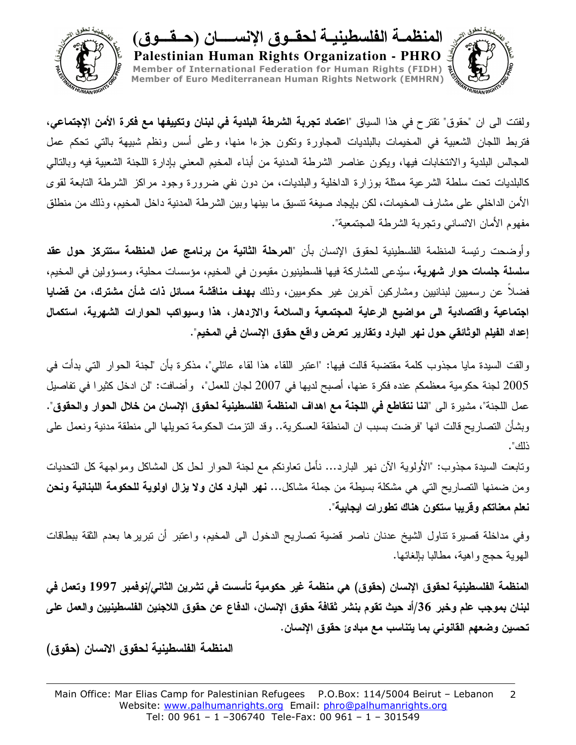ولفتت الى ان "حقوق" تقترح في هذا السياق "**اعتماد تجربة الشرطة البلدية في لبنان وتكييفها مع فكرة الأمن الإجتماعي،** فتربط اللجان الشعبية في المخيمات بالبلديات المجاورة وتكون جزءا منها، وعلى أسس ونظم شبيهة بالتي تحكم عمل المجالس البلدية والانتخابات فيها، ويكون عناصر الشرطة المدنية من أبناء المخيم المعني بإدارة اللجنة الشعبية فيه وبالتالي كالبلديات تحت سلطة الشرعية ممثلة بوزارة الداخلية والبلديات، من دون نفي ضرورة وجود مراكز الشرطة التابعة لقوى الأمن الداخلي على مشارف المخيمات، لكن بإيجاد صيغة تنسيق ما بينها وبين الشرطة المدنية داخل المخيم، وذلك من منطلق مفهوم الأمان الانساني وتجربة الشرطة المجتمعية".

وأوضحت رئيسة المنظمة الفلسطينية لحقوق الإنسان بأن "**المرحلة الثانية من برنامج عمل المنظمة ستتركز حول عقد سلسلة جلسات حوار شهرية،** سيُدعى للمشاركة فيها فلسطينيون مقيمون في المخيم، مؤسسات محلية، ومسؤولين في المخيم، فضلاً عن رسميين لبنانيين ومشاركين آخرين غير حكوميين، وذلك **بهدف مناقشة مسائل ذات شأن مشترك، من قضايا اجتماعية واقتصادية الى مواضيع الرعاية المجتمعية والسلامة والازدهار، هذا وسيواكب الحوارات الشهرية، استكمال إعداد الفيلم الوثائقي حول نهر البارد وتقارير تعرض واقع حقوق الإنسان في المخيم**".

والقت السيدة مايا مجذوب كلمة مقتضبة قالت فيها: "اعتبر اللقاء هذا لقاء عائلي"، مذكرة بأن "لجنة الحوار التي بدأت في 2005 لجنة حكومية معظمكم عنده فكرة عنها، أصبح لديها في 2007 لجان للعمل"، وأضافت: "لن ادخل كثيرا في تفاصيل عمل اللجنة"، مشيرة الى "**اننا نتقاطع في اللجنة مع اهداف المنظمة الفلسطينية لحقوق الإنسان من خلال الحوار والحقوق**". وبشأن التصاريح قالت انها "فرضت بسبب ان المنطقة العسكرية.. وقد التزمت الحكومة تحويلها الى منطقة مدنية ونعمل على ذلك".

وتابعت السيدة مجذوب: "الأولوية الآن نهر البارد... نأمل تعاونكم مع لجنة الحوار لحل كل المشاكل ومواجهة كل التحديات ومن ضمنها التصاريح التي هي مشكلة بسيطة من جملة مشاكل... **نهر البارد كان ولا يزال اولوية للحكومة اللبنانية ونحن نعلم معناتكم وقريبا ستكون هناك تطورات ايجابية**".

وفي مداخلة قصيرة تناول الشيخ عدنان ناصر قضية تصاريح الدخول الى المخيم، واعتبر أن تبريرها بعدم الثقة ببطاقات الهوية حجج واهية، مطالبا بإلغائها.

**المنظمة الفلسطينية لحقوق الإنسان (حقوق) هي منظمة غير حكومية تأسست في تشرين الثاني/نوفمبر 1997 وتعمل في لبنان بموجب علم وخبر 36/أد حيث تقوم بنشر ثقافة حقوق الإنسان، الدفاع عن حقوق اللاجئين الفلسطينيين والعمل على تحسين وضعهم القانوني بما يتناسب مع مبادئ حقوق الإنسان.**

**المنظمة الفلسطينية لحقوق الانسان (حقوق)**